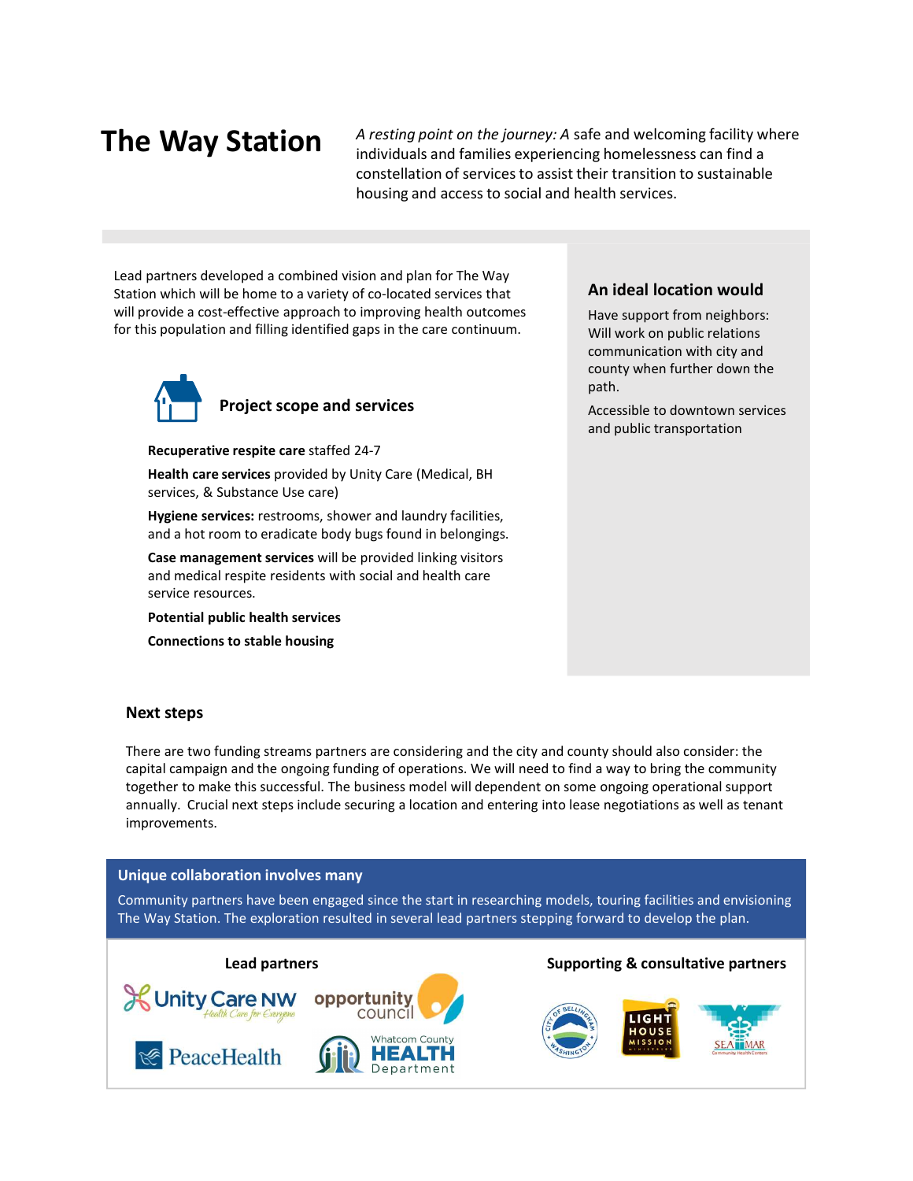# The Way Station

*A resting point on the journey: A* safe and welcoming facility where individuals and families experiencing homelessness can find a constellation of services to assist their transition to sustainable housing and access to social and health services.

Lead partners developed a combined vision and plan for The Way Station which will be home to a variety of co-located services that will provide a cost-effective approach to improving health outcomes for this population and filling identified gaps in the care continuum.

## Project scope and services

**Recuperative respite care** staffed 24-7

**Health care services** provided by Unity Care (Medical, BH services, & Substance Use care)

**Hygiene services:** restrooms, shower and laundry facilities, and a hot room to eradicate body bugs found in belongings.

**Case management services** will be provided linking visitors and medical respite residents with social and health care service resources.

**Potential public health services**

**Connections to stable housing**

## An ideal location would

Have support from neighbors: Will work on public relations communication with city and county when further down the path.

Accessible to downtown services and public transportation

## Next steps

There are two funding streams partners are considering and the city and county should also consider: the capital campaign and the ongoing funding of operations. We will need to find a way to bring the community together to make this successful. The business model will dependent on some ongoing operational support annually. Crucial next steps include securing a location and entering into lease negotiations as well as tenant improvements.

## Unique collaboration involves many

Community partners have been engaged since the start in researching models, touring facilities and envisioning The Way Station. The exploration resulted in several lead partners stepping forward to develop the plan.

**Lead partners**

Unity Care NW — Health Care for Everyone; opportunity council; PeaceHealth; Whatcom County HEALTH Department

**Supporting & consultative partners**

City of Bellingham, Washington; Lighthouse Mission Ministries; Sea Mar Community Health Centers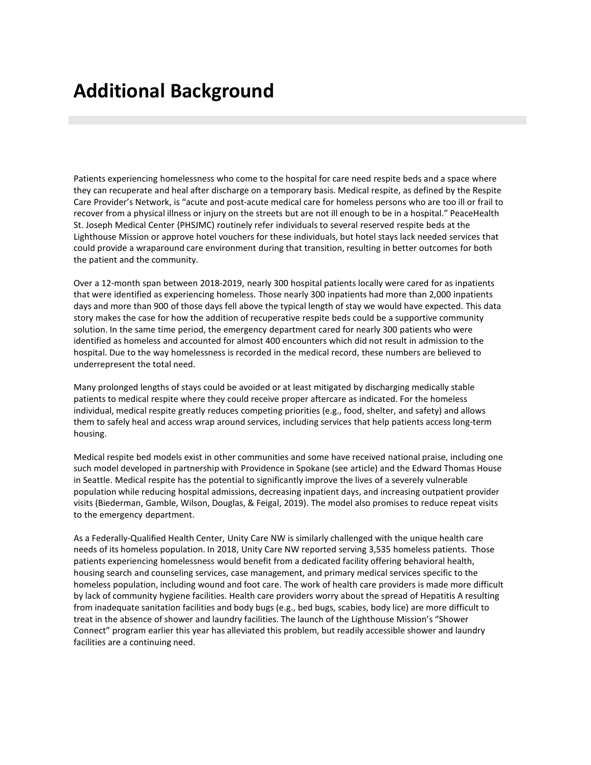# Additional Background

Patients experiencing homelessness who come to the hospital for care need respite beds and a space where they can recuperate and heal after discharge on a temporary basis. Medical respite, as defined by the Respite Care Provider's Network, is "acute and post-acute medical care for homeless persons who are too ill or frail to recover from a physical illness or injury on the streets but are not ill enough to be in a hospital." PeaceHealth St. Joseph Medical Center (PHSJMC) routinely refer individuals to several reserved respite beds at the Lighthouse Mission or approve hotel vouchers for these individuals, but hotel stays lack needed services that could provide a wraparound care environment during that transition, resulting in better outcomes for both the patient and the community.

Over a 12-month span between 2018-2019, nearly 300 hospital patients locally were cared for as inpatients that were identified as experiencing homeless. Those nearly 300 inpatients had more than 2,000 inpatients days and more than 900 of those days fell above the typical length of stay we would have expected. This data story makes the case for how the addition of recuperative respite beds could be a supportive community solution. In the same time period, the emergency department cared for nearly 300 patients who were identified as homeless and accounted for almost 400 encounters which did not result in admission to the hospital. Due to the way homelessness is recorded in the medical record, these numbers are believed to underrepresent the total need.

Many prolonged lengths of stays could be avoided or at least mitigated by discharging medically stable patients to medical respite where they could receive proper aftercare as indicated. For the homeless individual, medical respite greatly reduces competing priorities (e.g., food, shelter, and safety) and allows them to safely heal and access wrap around services, including services that help patients access long-term housing.

Medical respite bed models exist in other communities and some have received national praise, including one such model developed in partnership with Providence in Spokane (see article) and the Edward Thomas House in Seattle. Medical respite has the potential to significantly improve the lives of a severely vulnerable population while reducing hospital admissions, decreasing inpatient days, and increasing outpatient provider visits (Biederman, Gamble, Wilson, Douglas, & Feigal, 2019). The model also promises to reduce repeat visits to the emergency department.

As a Federally-Qualified Health Center, Unity Care NW is similarly challenged with the unique health care needs of its homeless population. In 2018, Unity Care NW reported serving 3,535 homeless patients. Those patients experiencing homelessness would benefit from a dedicated facility offering behavioral health, housing search and counseling services, case management, and primary medical services specific to the homeless population, including wound and foot care. The work of health care providers is made more difficult by lack of community hygiene facilities. Health care providers worry about the spread of Hepatitis A resulting from inadequate sanitation facilities and body bugs (e.g., bed bugs, scabies, body lice) are more difficult to treat in the absence of shower and laundry facilities. The launch of the Lighthouse Mission's "Shower Connect" program earlier this year has alleviated this problem, but readily accessible shower and laundry facilities are a continuing need.